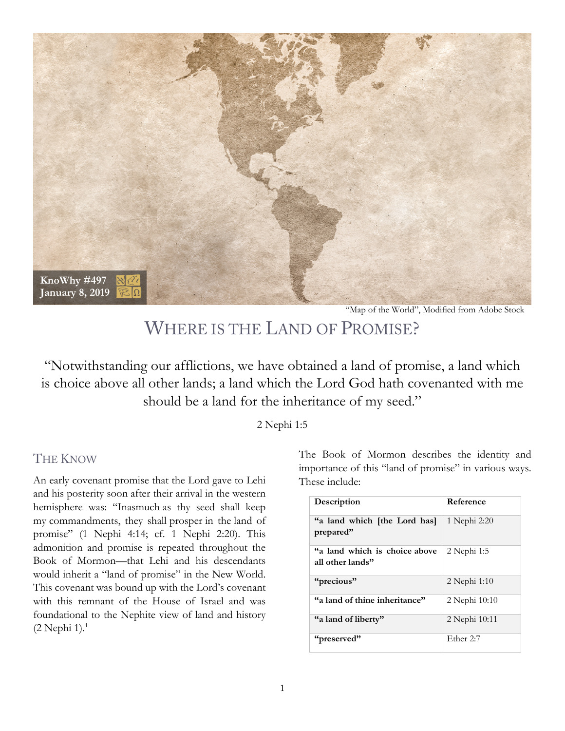KnoWhy #497
January 8, 2019

"Map of the World", Modified from Adobe Stock

# Where is the Land of Promise?

"Notwithstanding our afflictions, we have obtained a land of promise, a land which is choice above all other lands; a land which the Lord God hath covenanted with me should be a land for the inheritance of my seed."

2 Nephi 1:5

## The Know

An early covenant promise that the Lord gave to Lehi and his posterity soon after their arrival in the western hemisphere was: "Inasmuch as thy seed shall keep my commandments, they shall prosper in the land of promise" (1 Nephi 4:14; cf. 1 Nephi 2:20). This admonition and promise is repeated throughout the Book of Mormon—that Lehi and his descendants would inherit a "land of promise" in the New World. This covenant was bound up with the Lord's covenant with this remnant of the House of Israel and was foundational to the Nephite view of land and history (2 Nephi 1).[1]

The Book of Mormon describes the identity and importance of this "land of promise" in various ways. These include:

| Description | Reference |
|---|---|
| **"a land which [the Lord has] prepared"** | 1 Nephi 2:20 |
| **"a land which is choice above all other lands"** | 2 Nephi 1:5 |
| **"precious"** | 2 Nephi 1:10 |
| **"a land of thine inheritance"** | 2 Nephi 10:10 |
| **"a land of liberty"** | 2 Nephi 10:11 |
| **"preserved"** | Ether 2:7 |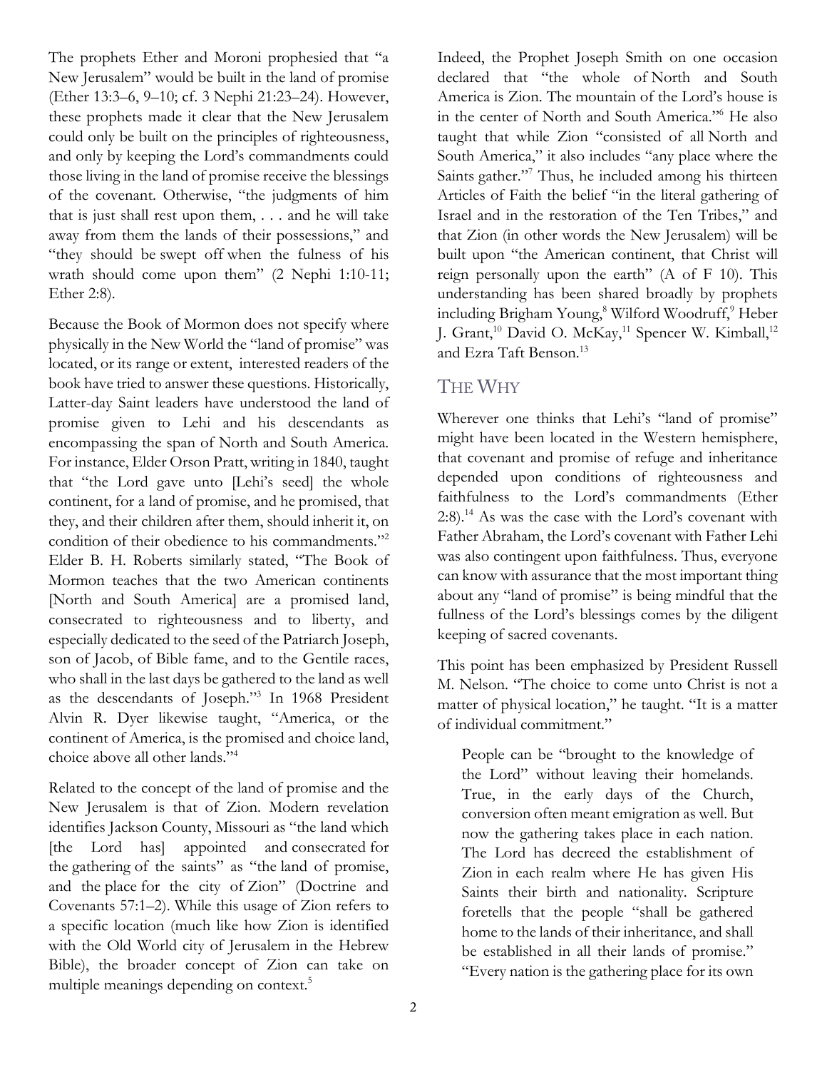The prophets Ether and Moroni prophesied that "a New Jerusalem" would be built in the land of promise (Ether 13:3–6, 9–10; cf. 3 Nephi 21:23–24). However, these prophets made it clear that the New Jerusalem could only be built on the principles of righteousness, and only by keeping the Lord's commandments could those living in the land of promise receive the blessings of the covenant. Otherwise, "the judgments of him that is just shall rest upon them, . . . and he will take away from them the lands of their possessions," and "they should be swept off when the fulness of his wrath should come upon them" (2 Nephi 1:10-11; Ether 2:8).

Because the Book of Mormon does not specify where physically in the New World the "land of promise" was located, or its range or extent, interested readers of the book have tried to answer these questions. Historically, Latter-day Saint leaders have understood the land of promise given to Lehi and his descendants as encompassing the span of North and South America. For instance, Elder Orson Pratt, writing in 1840, taught that "the Lord gave unto [Lehi's seed] the whole continent, for a land of promise, and he promised, that they, and their children after them, should inherit it, on condition of their obedience to his commandments."[2] Elder B. H. Roberts similarly stated, "The Book of Mormon teaches that the two American continents [North and South America] are a promised land, consecrated to righteousness and to liberty, and especially dedicated to the seed of the Patriarch Joseph, son of Jacob, of Bible fame, and to the Gentile races, who shall in the last days be gathered to the land as well as the descendants of Joseph."[3] In 1968 President Alvin R. Dyer likewise taught, "America, or the continent of America, is the promised and choice land, choice above all other lands."[4]

Related to the concept of the land of promise and the New Jerusalem is that of Zion. Modern revelation identifies Jackson County, Missouri as "the land which [the Lord has] appointed and consecrated for the gathering of the saints" as "the land of promise, and the place for the city of Zion" (Doctrine and Covenants 57:1–2). While this usage of Zion refers to a specific location (much like how Zion is identified with the Old World city of Jerusalem in the Hebrew Bible), the broader concept of Zion can take on multiple meanings depending on context.[5]

Indeed, the Prophet Joseph Smith on one occasion declared that "the whole of North and South America is Zion. The mountain of the Lord's house is in the center of North and South America."[6] He also taught that while Zion "consisted of all North and South America," it also includes "any place where the Saints gather."[7] Thus, he included among his thirteen Articles of Faith the belief "in the literal gathering of Israel and in the restoration of the Ten Tribes," and that Zion (in other words the New Jerusalem) will be built upon "the American continent, that Christ will reign personally upon the earth" (A of F 10). This understanding has been shared broadly by prophets including Brigham Young,[8] Wilford Woodruff,[9] Heber J. Grant,[10] David O. McKay,[11] Spencer W. Kimball,[12] and Ezra Taft Benson.[13]

## The Why

Wherever one thinks that Lehi's "land of promise" might have been located in the Western hemisphere, that covenant and promise of refuge and inheritance depended upon conditions of righteousness and faithfulness to the Lord's commandments (Ether 2:8).[14] As was the case with the Lord's covenant with Father Abraham, the Lord's covenant with Father Lehi was also contingent upon faithfulness. Thus, everyone can know with assurance that the most important thing about any "land of promise" is being mindful that the fullness of the Lord's blessings comes by the diligent keeping of sacred covenants.

This point has been emphasized by President Russell M. Nelson. "The choice to come unto Christ is not a matter of physical location," he taught. "It is a matter of individual commitment."

> People can be "brought to the knowledge of the Lord" without leaving their homelands. True, in the early days of the Church, conversion often meant emigration as well. But now the gathering takes place in each nation. The Lord has decreed the establishment of Zion in each realm where He has given His Saints their birth and nationality. Scripture foretells that the people "shall be gathered home to the lands of their inheritance, and shall be established in all their lands of promise." "Every nation is the gathering place for its own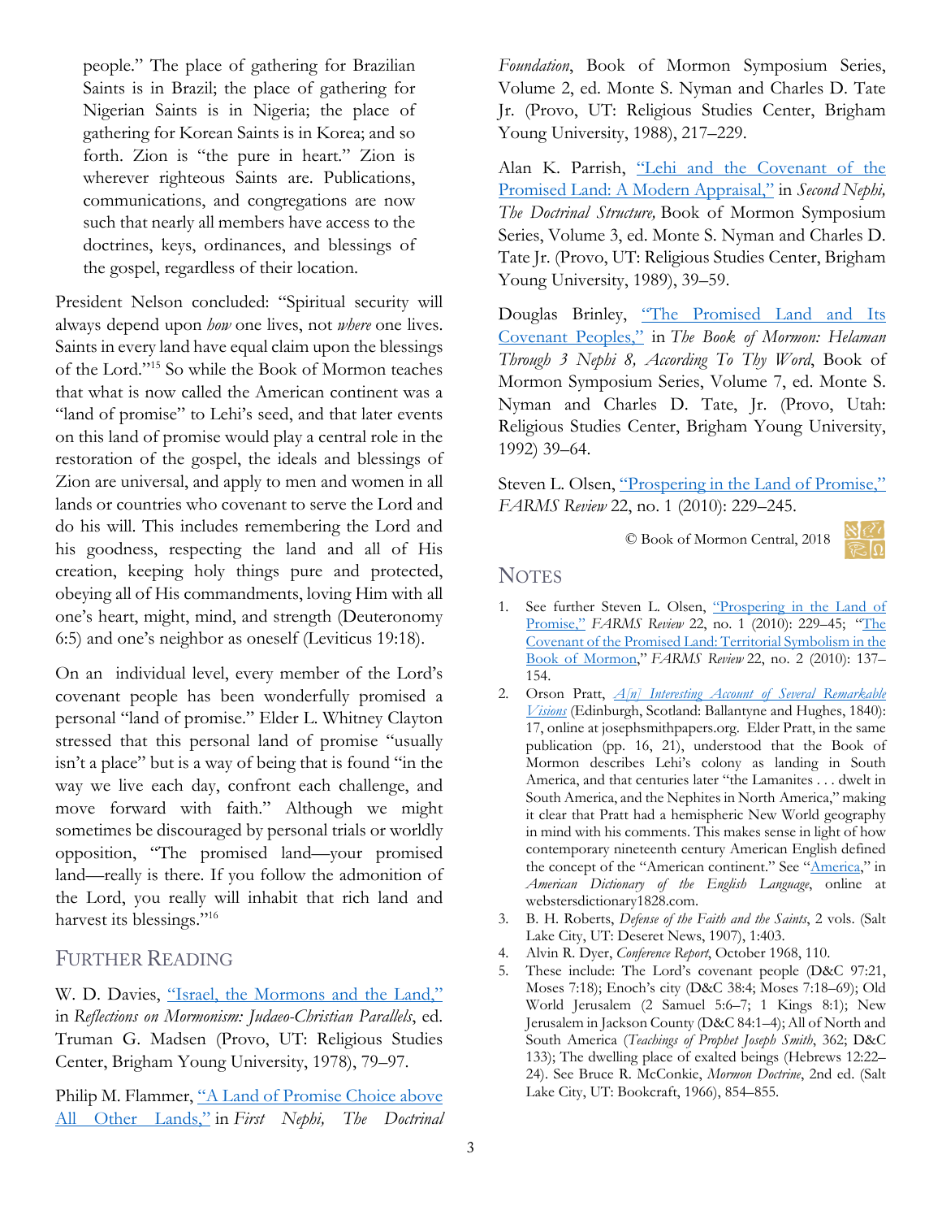people." The place of gathering for Brazilian Saints is in Brazil; the place of gathering for Nigerian Saints is in Nigeria; the place of gathering for Korean Saints is in Korea; and so forth. Zion is "the pure in heart." Zion is wherever righteous Saints are. Publications, communications, and congregations are now such that nearly all members have access to the doctrines, keys, ordinances, and blessings of the gospel, regardless of their location.

President Nelson concluded: "Spiritual security will always depend upon *how* one lives, not *where* one lives. Saints in every land have equal claim upon the blessings of the Lord."[15] So while the Book of Mormon teaches that what is now called the American continent was a "land of promise" to Lehi's seed, and that later events on this land of promise would play a central role in the restoration of the gospel, the ideals and blessings of Zion are universal, and apply to men and women in all lands or countries who covenant to serve the Lord and do his will. This includes remembering the Lord and his goodness, respecting the land and all of His creation, keeping holy things pure and protected, obeying all of His commandments, loving Him with all one's heart, might, mind, and strength (Deuteronomy 6:5) and one's neighbor as oneself (Leviticus 19:18).

On an individual level, every member of the Lord's covenant people has been wonderfully promised a personal "land of promise." Elder L. Whitney Clayton stressed that this personal land of promise "usually isn't a place" but is a way of being that is found "in the way we live each day, confront each challenge, and move forward with faith." Although we might sometimes be discouraged by personal trials or worldly opposition, "The promised land—your promised land—really is there. If you follow the admonition of the Lord, you really will inhabit that rich land and harvest its blessings."[16]

## Further Reading

W. D. Davies, "Israel, the Mormons and the Land," in *Reflections on Mormonism: Judaeo-Christian Parallels*, ed. Truman G. Madsen (Provo, UT: Religious Studies Center, Brigham Young University, 1978), 79–97.

Philip M. Flammer, "A Land of Promise Choice above All Other Lands," in *First Nephi, The Doctrinal Foundation*, Book of Mormon Symposium Series, Volume 2, ed. Monte S. Nyman and Charles D. Tate Jr. (Provo, UT: Religious Studies Center, Brigham Young University, 1988), 217–229.

Alan K. Parrish, "Lehi and the Covenant of the Promised Land: A Modern Appraisal," in *Second Nephi, The Doctrinal Structure,* Book of Mormon Symposium Series, Volume 3, ed. Monte S. Nyman and Charles D. Tate Jr. (Provo, UT: Religious Studies Center, Brigham Young University, 1989), 39–59.

Douglas Brinley, "The Promised Land and Its Covenant Peoples," in *The Book of Mormon: Helaman Through 3 Nephi 8, According To Thy Word*, Book of Mormon Symposium Series, Volume 7, ed. Monte S. Nyman and Charles D. Tate, Jr. (Provo, Utah: Religious Studies Center, Brigham Young University, 1992) 39–64.

Steven L. Olsen, "Prospering in the Land of Promise," *FARMS Review* 22, no. 1 (2010): 229–245.

© Book of Mormon Central, 2018

## Notes

1. See further Steven L. Olsen, "Prospering in the Land of Promise," *FARMS Review* 22, no. 1 (2010): 229–45; "The Covenant of the Promised Land: Territorial Symbolism in the Book of Mormon," *FARMS Review* 22, no. 2 (2010): 137–154.
2. Orson Pratt, *A[n] Interesting Account of Several Remarkable Visions* (Edinburgh, Scotland: Ballantyne and Hughes, 1840): 17, online at josephsmithpapers.org. Elder Pratt, in the same publication (pp. 16, 21), understood that the Book of Mormon describes Lehi's colony as landing in South America, and that centuries later "the Lamanites . . . dwelt in South America, and the Nephites in North America," making it clear that Pratt had a hemispheric New World geography in mind with his comments. This makes sense in light of how contemporary nineteenth century American English defined the concept of the "American continent." See "America," in *American Dictionary of the English Language*, online at webstersdictionary1828.com.
3. B. H. Roberts, *Defense of the Faith and the Saints*, 2 vols. (Salt Lake City, UT: Deseret News, 1907), 1:403.
4. Alvin R. Dyer, *Conference Report*, October 1968, 110.
5. These include: The Lord's covenant people (D&C 97:21, Moses 7:18); Enoch's city (D&C 38:4; Moses 7:18–69); Old World Jerusalem (2 Samuel 5:6–7; 1 Kings 8:1); New Jerusalem in Jackson County (D&C 84:1–4); All of North and South America (*Teachings of Prophet Joseph Smith*, 362; D&C 133); The dwelling place of exalted beings (Hebrews 12:22–24). See Bruce R. McConkie, *Mormon Doctrine*, 2nd ed. (Salt Lake City, UT: Bookcraft, 1966), 854–855.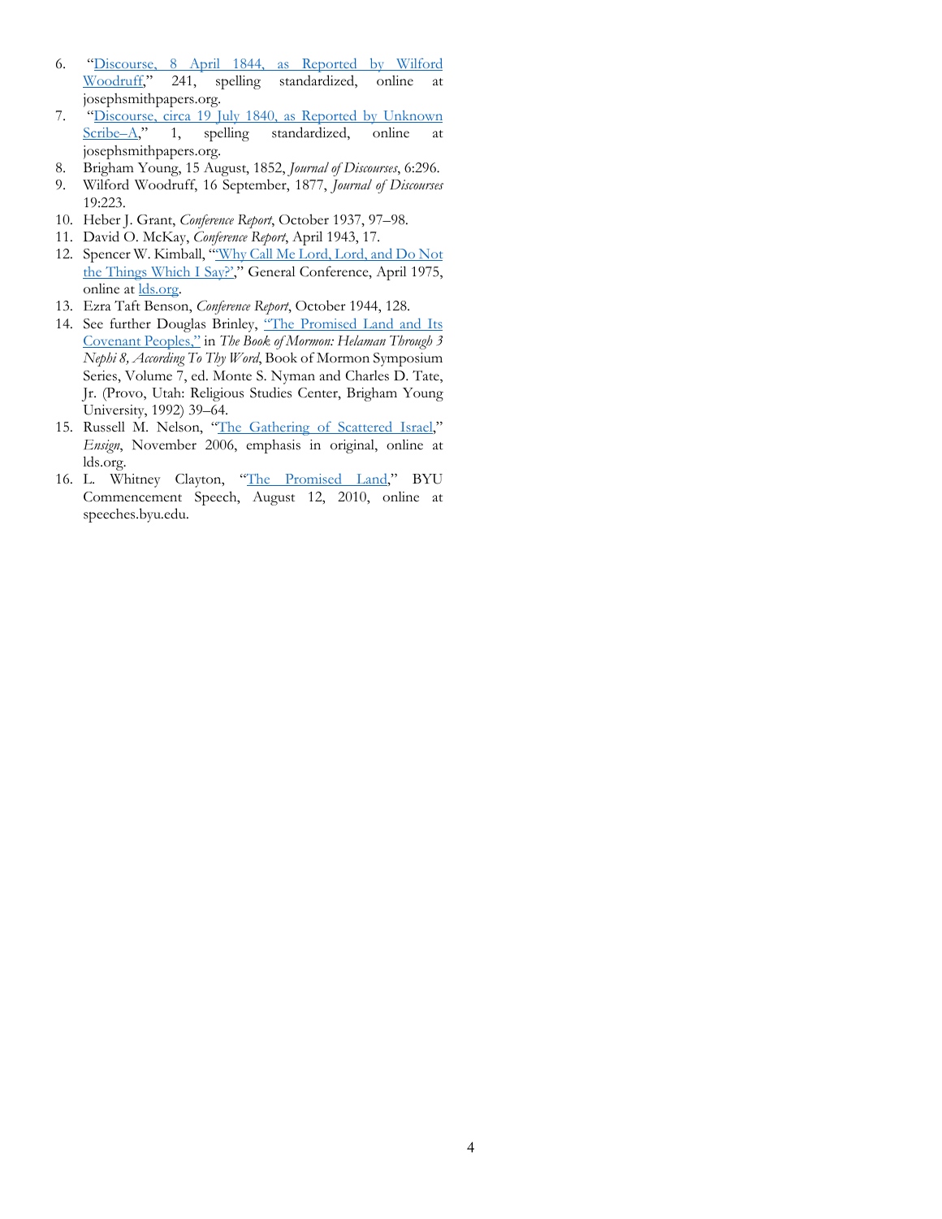6. "Discourse, 8 April 1844, as Reported by Wilford Woodruff," 241, spelling standardized, online at josephsmithpapers.org.
7. "Discourse, circa 19 July 1840, as Reported by Unknown Scribe–A," 1, spelling standardized, online at josephsmithpapers.org.
8. Brigham Young, 15 August, 1852, *Journal of Discourses*, 6:296.
9. Wilford Woodruff, 16 September, 1877, *Journal of Discourses* 19:223.
10. Heber J. Grant, *Conference Report*, October 1937, 97–98.
11. David O. McKay, *Conference Report*, April 1943, 17.
12. Spencer W. Kimball, "'Why Call Me Lord, Lord, and Do Not the Things Which I Say?'," General Conference, April 1975, online at lds.org.
13. Ezra Taft Benson, *Conference Report*, October 1944, 128.
14. See further Douglas Brinley, "The Promised Land and Its Covenant Peoples," in *The Book of Mormon: Helaman Through 3 Nephi 8, According To Thy Word*, Book of Mormon Symposium Series, Volume 7, ed. Monte S. Nyman and Charles D. Tate, Jr. (Provo, Utah: Religious Studies Center, Brigham Young University, 1992) 39–64.
15. Russell M. Nelson, "The Gathering of Scattered Israel," *Ensign*, November 2006, emphasis in original, online at lds.org.
16. L. Whitney Clayton, "The Promised Land," BYU Commencement Speech, August 12, 2010, online at speeches.byu.edu.